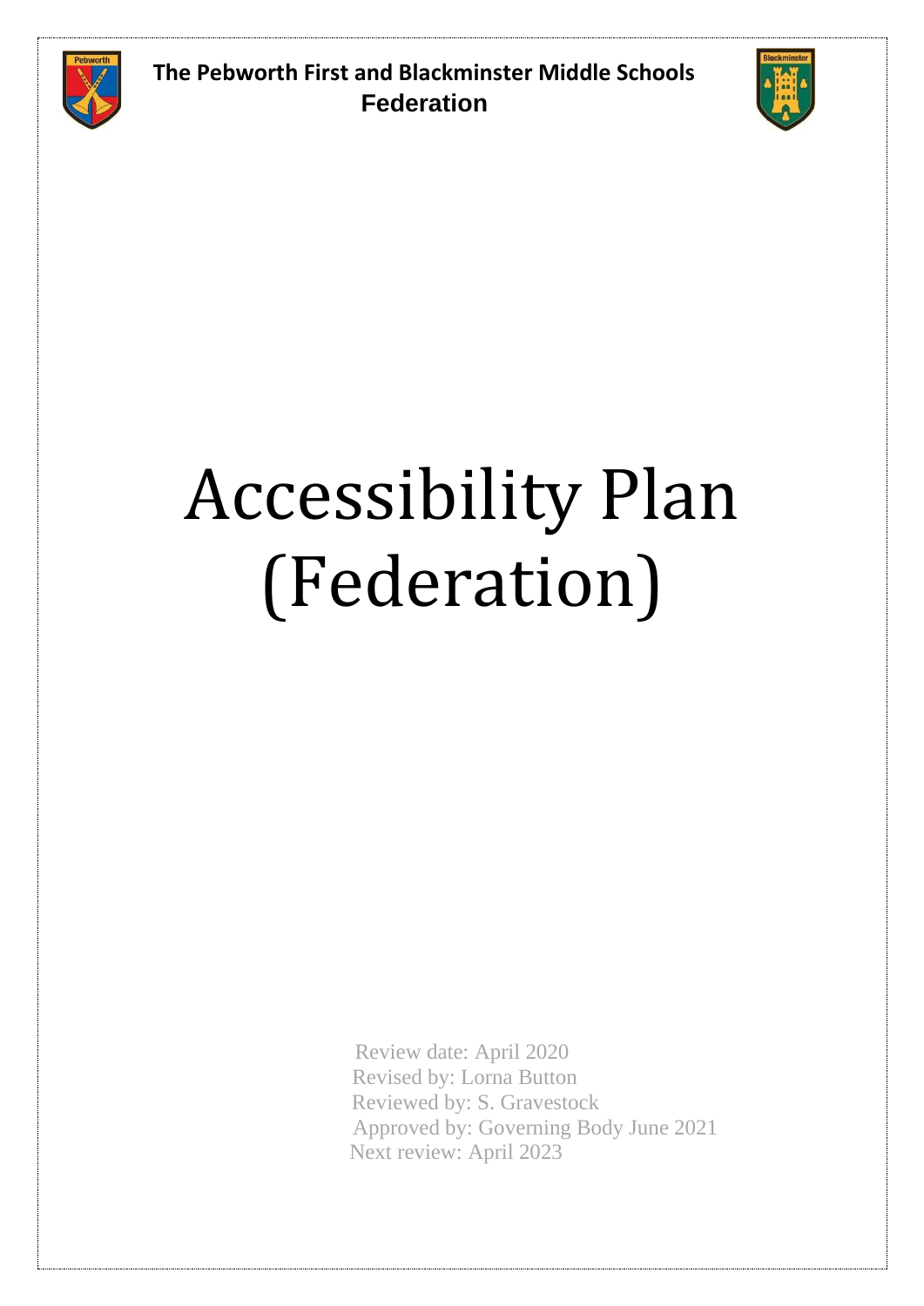**The Pebworth First and Blackminster Middle Schools Federation**

# Accessibility Plan (Federation)

Review date: April 2020
Revised by: Lorna Button
Reviewed by: S. Gravestock
Approved by: Governing Body June 2021
Next review: April 2023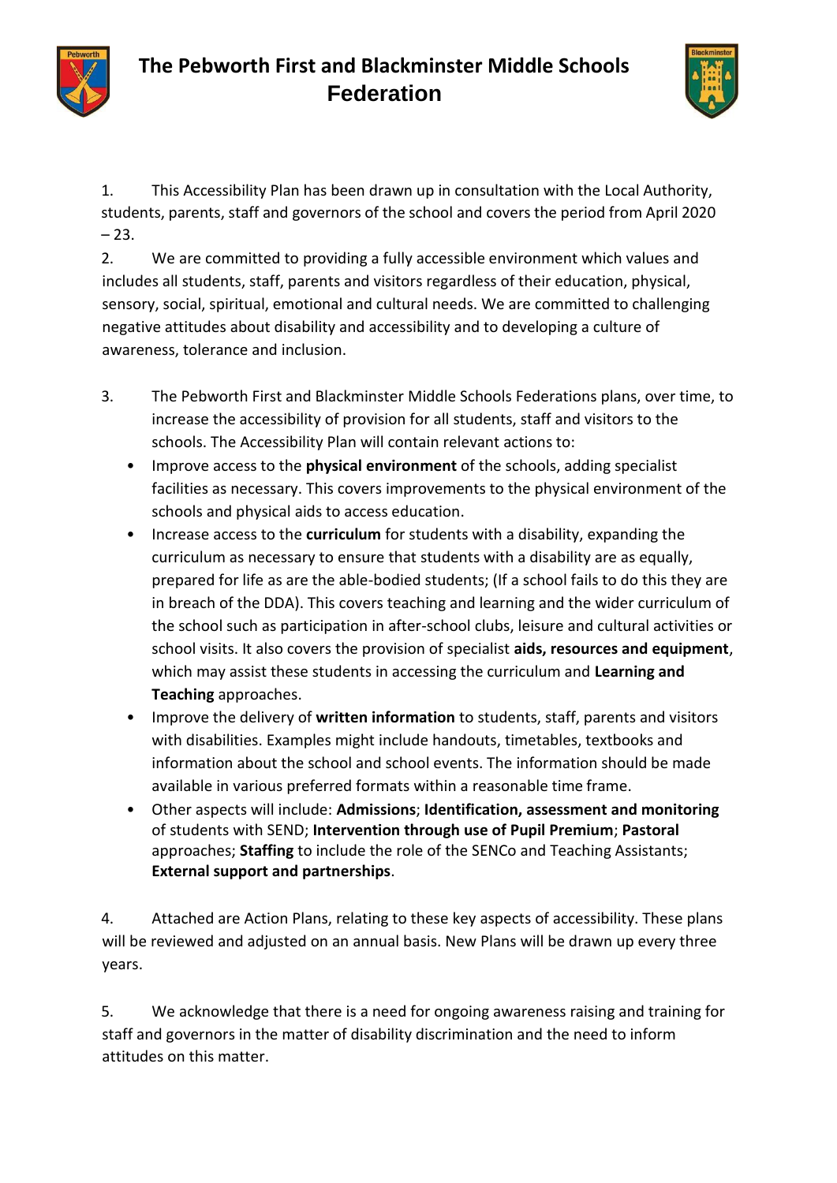# The Pebworth First and Blackminster Middle Schools Federation

1. This Accessibility Plan has been drawn up in consultation with the Local Authority, students, parents, staff and governors of the school and covers the period from April 2020 – 23.

2. We are committed to providing a fully accessible environment which values and includes all students, staff, parents and visitors regardless of their education, physical, sensory, social, spiritual, emotional and cultural needs. We are committed to challenging negative attitudes about disability and accessibility and to developing a culture of awareness, tolerance and inclusion.

3. The Pebworth First and Blackminster Middle Schools Federations plans, over time, to increase the accessibility of provision for all students, staff and visitors to the schools. The Accessibility Plan will contain relevant actions to:
   - Improve access to the **physical environment** of the schools, adding specialist facilities as necessary. This covers improvements to the physical environment of the schools and physical aids to access education.
   - Increase access to the **curriculum** for students with a disability, expanding the curriculum as necessary to ensure that students with a disability are as equally, prepared for life as are the able-bodied students; (If a school fails to do this they are in breach of the DDA). This covers teaching and learning and the wider curriculum of the school such as participation in after-school clubs, leisure and cultural activities or school visits. It also covers the provision of specialist **aids, resources and equipment**, which may assist these students in accessing the curriculum and **Learning and Teaching** approaches.
   - Improve the delivery of **written information** to students, staff, parents and visitors with disabilities. Examples might include handouts, timetables, textbooks and information about the school and school events. The information should be made available in various preferred formats within a reasonable time frame.
   - Other aspects will include: **Admissions**; **Identification, assessment and monitoring** of students with SEND; **Intervention through use of Pupil Premium**; **Pastoral** approaches; **Staffing** to include the role of the SENCo and Teaching Assistants; **External support and partnerships**.

4. Attached are Action Plans, relating to these key aspects of accessibility. These plans will be reviewed and adjusted on an annual basis. New Plans will be drawn up every three years.

5. We acknowledge that there is a need for ongoing awareness raising and training for staff and governors in the matter of disability discrimination and the need to inform attitudes on this matter.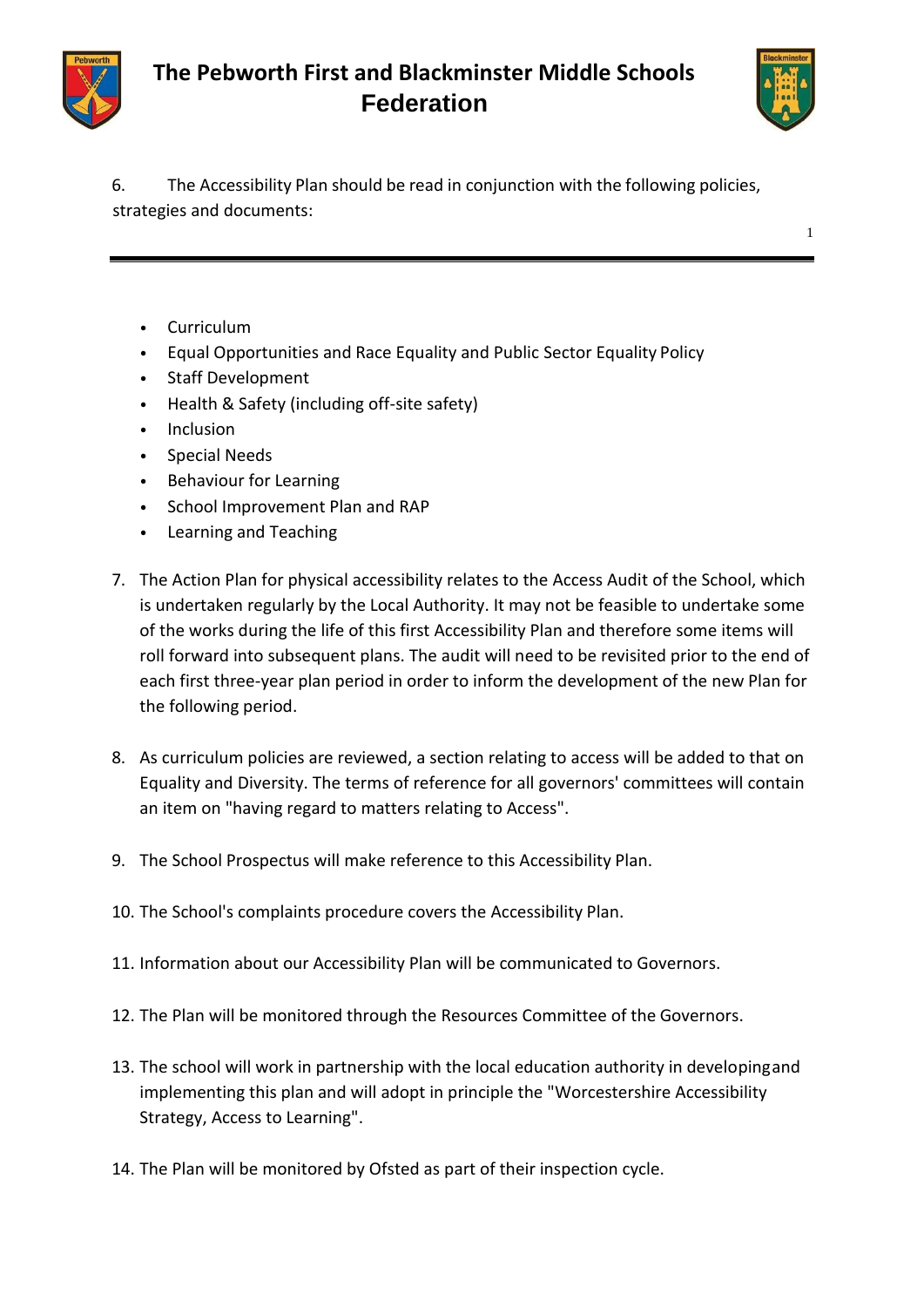6. The Accessibility Plan should be read in conjunction with the following policies, strategies and documents:

- Curriculum
- Equal Opportunities and Race Equality and Public Sector Equality Policy
- Staff Development
- Health & Safety (including off-site safety)
- Inclusion
- Special Needs
- Behaviour for Learning
- School Improvement Plan and RAP
- Learning and Teaching

7. The Action Plan for physical accessibility relates to the Access Audit of the School, which is undertaken regularly by the Local Authority. It may not be feasible to undertake some of the works during the life of this first Accessibility Plan and therefore some items will roll forward into subsequent plans. The audit will need to be revisited prior to the end of each first three-year plan period in order to inform the development of the new Plan for the following period.

8. As curriculum policies are reviewed, a section relating to access will be added to that on Equality and Diversity. The terms of reference for all governors' committees will contain an item on "having regard to matters relating to Access".

9. The School Prospectus will make reference to this Accessibility Plan.

10. The School's complaints procedure covers the Accessibility Plan.

11. Information about our Accessibility Plan will be communicated to Governors.

12. The Plan will be monitored through the Resources Committee of the Governors.

13. The school will work in partnership with the local education authority in developing and implementing this plan and will adopt in principle the "Worcestershire Accessibility Strategy, Access to Learning".

14. The Plan will be monitored by Ofsted as part of their inspection cycle.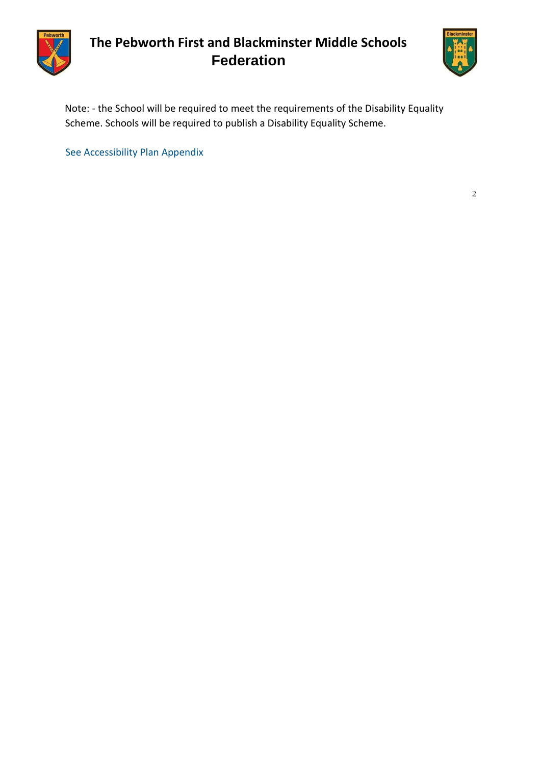Note: - the School will be required to meet the requirements of the Disability Equality Scheme. Schools will be required to publish a Disability Equality Scheme.

See Accessibility Plan Appendix